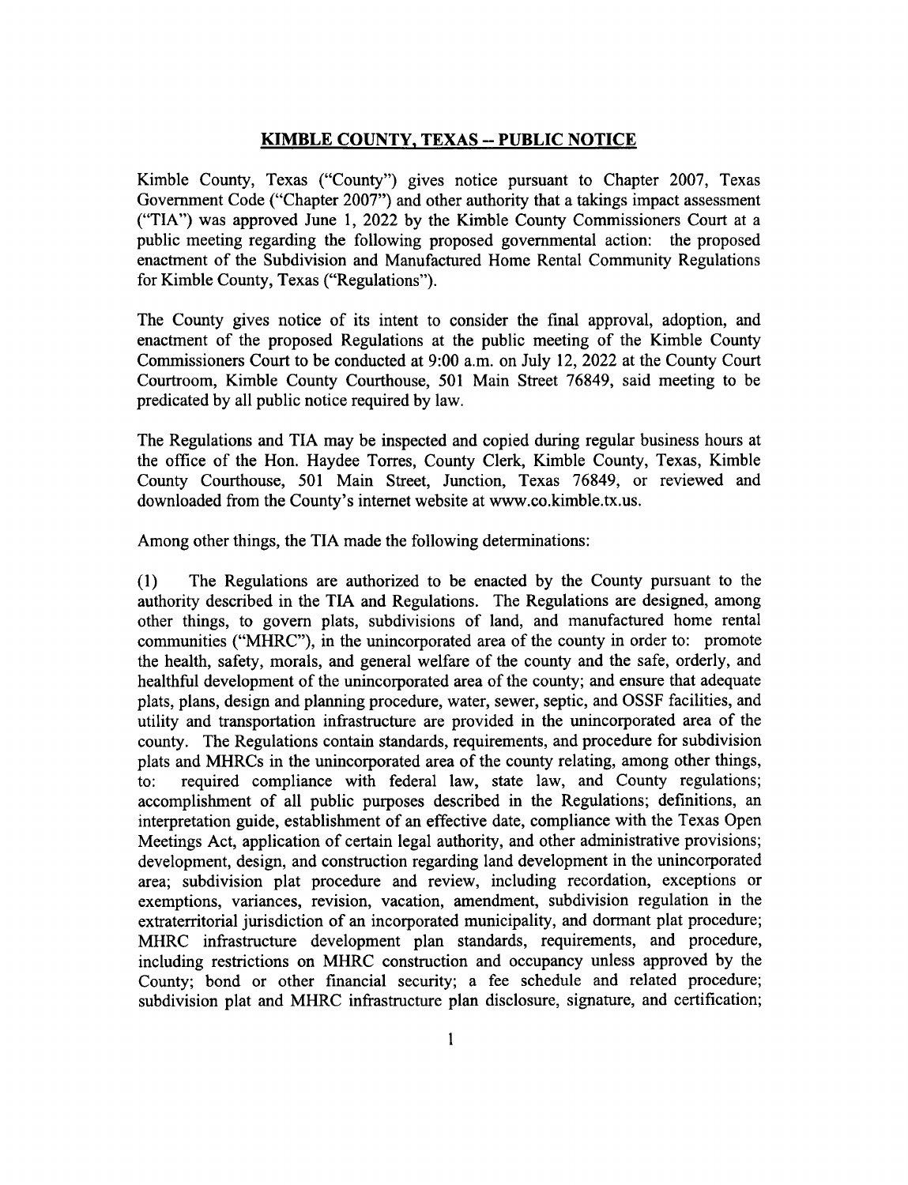## KIMBLE COUNTY, TEXAS -- PUBLIC NOTICE

Kimble County, Texas ("County") gives notice pursuant to Chapter 2007, Texas Government Code ("Chapter 2007") and other authority that a takings impact assessment ("TIA") was approved June 1, 2022 by the Kimble County Commissioners Court at a public meeting regarding the following proposed governmental action: the proposed enactment of the Subdivision and Manufactured Home Rental Community Regulations for Kimble County, Texas ("Regulations").

The County gives notice of its intent to consider the final approval, adoption, and enactment of the proposed Regulations at the public meeting of the Kimble County Commissioners Court to be conducted at 9:00 a.m. on July 12, 2022 at the County Court Courtroom, Kimble County Courthouse, 501 Main Street 76849, said meeting to be predicated by all public notice required by law.

The Regulations and TIA may be inspected and copied during regular business hours at the office of the Hon. Haydee Torres, County Clerk, Kimble County, Texas, Kimble County Courthouse, 501 Main Street, Junction, Texas 76849, or reviewed and downloaded from the County's internet website at www.co.kimble.tx.us.

Among other things, the TIA made the following determinations:

(1) The Regulations are authorized to be enacted by the County pursuant to the authority described in the TIA and Regulations. The Regulations are designed, among other things, to govern plats, subdivisions of land, and manufactured home rental communities ("MHRC"), in the unincorporated area of the county in order to: promote the health, safety, morals, and general welfare of the county and the safe, orderly, and healthful development of the unincorporated area of the county; and ensure that adequate plats, plans, design and planning procedure, water, sewer, septic, and OSSF facilities, and utility and transportation infrastructure are provided in the unincorporated area of the county. The Regulations contain standards, requirements, and procedure for subdivision plats and MHRCs in the unincorporated area of the county relating, among other things, to: required compliance with federal law, state law, and County regulations; accomplishment of all public purposes described in the Regulations; definitions, an interpretation guide, establishment of an effective date, compliance with the Texas Open Meetings Act, application of certain legal authority, and other administrative provisions; development, design, and construction regarding land development in the unincorporated area; subdivision plat procedure and review, including recordation, exceptions or exemptions, variances, revision, vacation, amendment, subdivision regulation in the extraterritorial jurisdiction of an incorporated municipality, and dormant plat procedure; MHRC infrastructure development plan standards, requirements, and procedure, including restrictions on MHRC construction and occupancy unless approved by the County; bond or other financial security; a fee schedule and related procedure; subdivision plat and MHRC infrastructure plan disclosure, signature, and certification;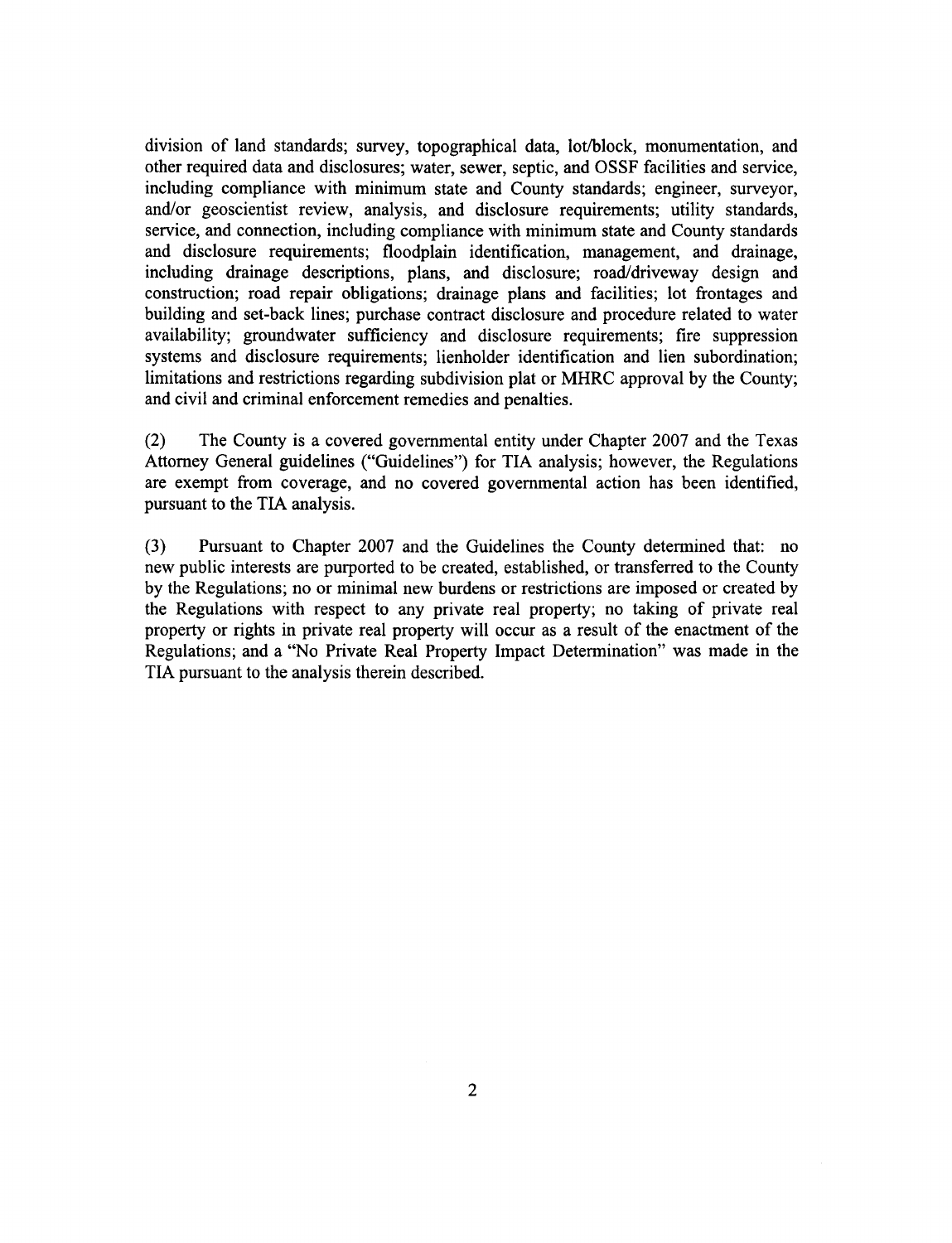division of land standards; survey, topographical data, lot/block, monumentation, and other required data and disclosures; water, sewer, septic, and OSSF facilities and service, including compliance with minimum state and County standards; engineer, surveyor, and/or geoscientist review, analysis, and disclosure requirements; utility standards, service, and connection, including compliance with minimum state and County standards and disclosure requirements; floodplain identification, management, and drainage, including drainage descriptions, plans, and disclosure; road/driveway design and construction; road repair obligations; drainage plans and facilities; lot frontages and building and set-back lines; purchase contract disclosure and procedure related to water availability; groundwater sufficiency and disclosure requirements; fire suppression systems and disclosure requirements; lienholder identification and lien subordination; limitations and restrictions regarding subdivision plat or MHRC approval by the County; and civil and criminal enforcement remedies and penalties.

(2) The County is a covered governmental entity under Chapter 2007 and the Texas Attorney General guidelines ("Guidelines") for TIA analysis; however, the Regulations are exempt from coverage, and no covered governmental action has been identified, pursuant to the TIA analysis.

(3) Pursuant to Chapter 2007 and the Guidelines the County determined that: no new public interests are purported to be created, established, or transferred to the County by the Regulations; no or minimal new burdens or restrictions are imposed or created by the Regulations with respect to any private real property; no taking of private real property or rights in private real property will occur as a result of the enactment of the Regulations; and a "No Private Real Property Impact Determination" was made in the TIA pursuant to the analysis therein described.